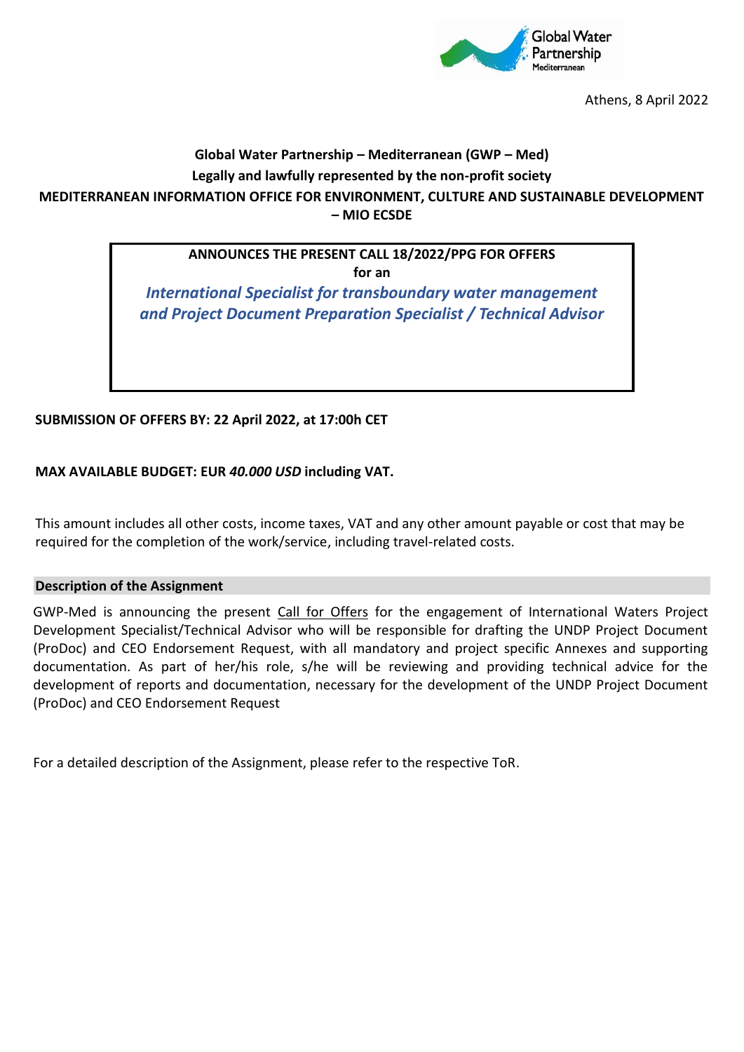Athens, 8 April 2022

**Global Water Partnership – Mediterranean (GWP – Med)**
**Legally and lawfully represented by the non-profit society**
**MEDITERRANEAN INFORMATION OFFICE FOR ENVIRONMENT, CULTURE AND SUSTAINABLE DEVELOPMENT – MIO ECSDE**

**ANNOUNCES THE PRESENT CALL 18/2022/PPG FOR OFFERS**
**for an**

***International Specialist for transboundary water management and Project Document Preparation Specialist / Technical Advisor***

**SUBMISSION OF OFFERS BY: 22 April 2022, at 17:00h CET**

**MAX AVAILABLE BUDGET: EUR *40.000 USD* including VAT.**

This amount includes all other costs, income taxes, VAT and any other amount payable or cost that may be required for the completion of the work/service, including travel-related costs.

## Description of the Assignment

GWP-Med is announcing the present Call for Offers for the engagement of International Waters Project Development Specialist/Technical Advisor who will be responsible for drafting the UNDP Project Document (ProDoc) and CEO Endorsement Request, with all mandatory and project specific Annexes and supporting documentation. As part of her/his role, s/he will be reviewing and providing technical advice for the development of reports and documentation, necessary for the development of the UNDP Project Document (ProDoc) and CEO Endorsement Request

For a detailed description of the Assignment, please refer to the respective ToR.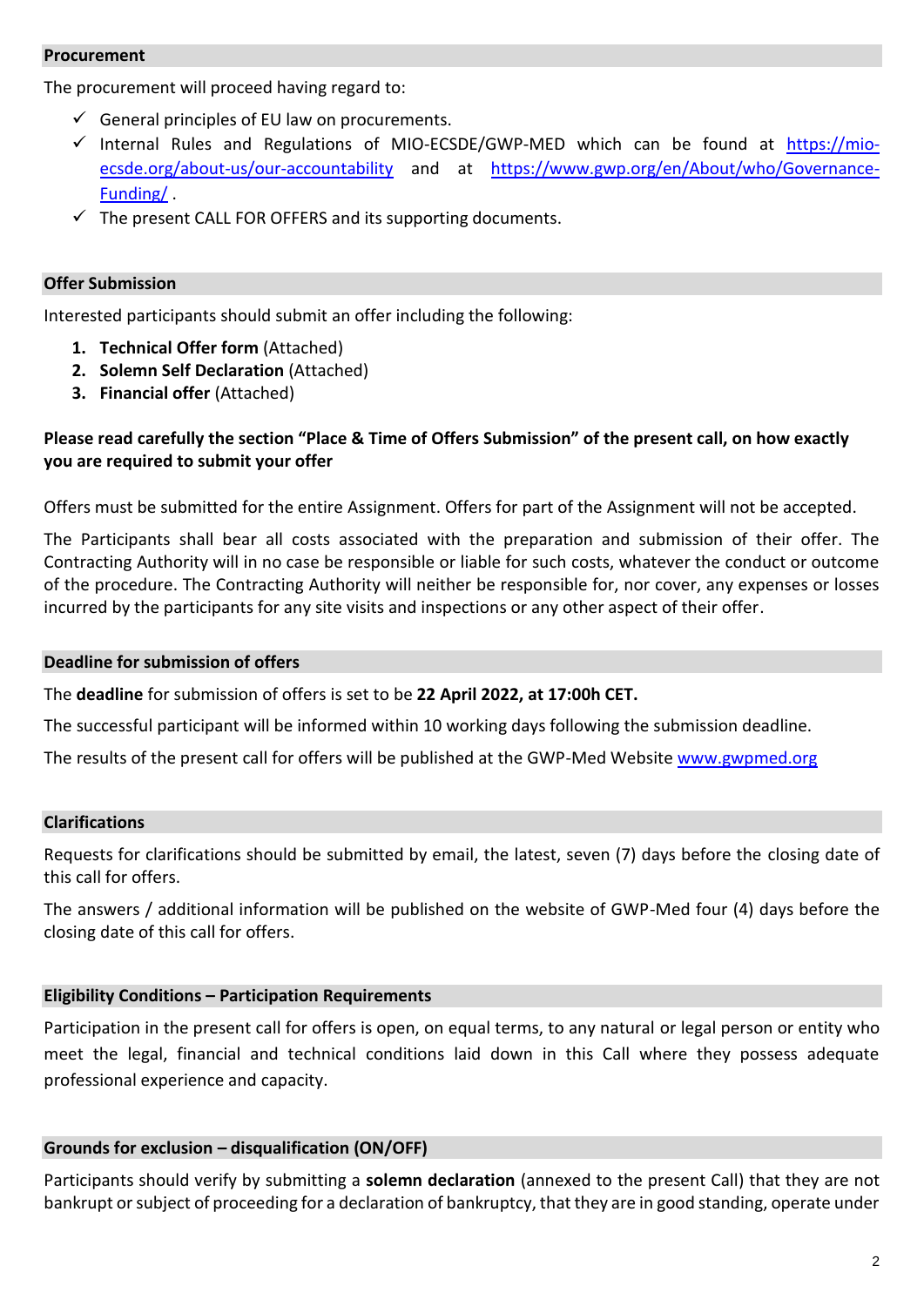## Procurement

The procurement will proceed having regard to:

- ✓ General principles of EU law on procurements.
- ✓ Internal Rules and Regulations of MIO-ECSDE/GWP-MED which can be found at https://mio-ecsde.org/about-us/our-accountability and at https://www.gwp.org/en/About/who/Governance-Funding/ .
- ✓ The present CALL FOR OFFERS and its supporting documents.

## Offer Submission

Interested participants should submit an offer including the following:

1. **Technical Offer form** (Attached)
2. **Solemn Self Declaration** (Attached)
3. **Financial offer** (Attached)

**Please read carefully the section "Place & Time of Offers Submission" of the present call, on how exactly you are required to submit your offer**

Offers must be submitted for the entire Assignment. Offers for part of the Assignment will not be accepted.

The Participants shall bear all costs associated with the preparation and submission of their offer. The Contracting Authority will in no case be responsible or liable for such costs, whatever the conduct or outcome of the procedure. The Contracting Authority will neither be responsible for, nor cover, any expenses or losses incurred by the participants for any site visits and inspections or any other aspect of their offer.

## Deadline for submission of offers

The **deadline** for submission of offers is set to be **22 April 2022, at 17:00h CET.**

The successful participant will be informed within 10 working days following the submission deadline.

The results of the present call for offers will be published at the GWP-Med Website www.gwpmed.org

## Clarifications

Requests for clarifications should be submitted by email, the latest, seven (7) days before the closing date of this call for offers.

The answers / additional information will be published on the website of GWP-Med four (4) days before the closing date of this call for offers.

## Eligibility Conditions – Participation Requirements

Participation in the present call for offers is open, on equal terms, to any natural or legal person or entity who meet the legal, financial and technical conditions laid down in this Call where they possess adequate professional experience and capacity.

## Grounds for exclusion – disqualification (ON/OFF)

Participants should verify by submitting a **solemn declaration** (annexed to the present Call) that they are not bankrupt or subject of proceeding for a declaration of bankruptcy, that they are in good standing, operate under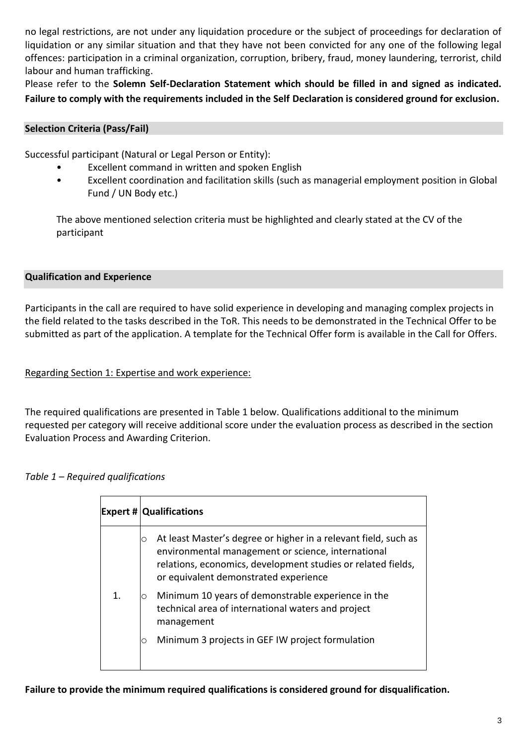no legal restrictions, are not under any liquidation procedure or the subject of proceedings for declaration of liquidation or any similar situation and that they have not been convicted for any one of the following legal offences: participation in a criminal organization, corruption, bribery, fraud, money laundering, terrorist, child labour and human trafficking.

Please refer to the **Solemn Self-Declaration Statement which should be filled in and signed as indicated. Failure to comply with the requirements included in the Self Declaration is considered ground for exclusion.**

## Selection Criteria (Pass/Fail)

Successful participant (Natural or Legal Person or Entity):

- Excellent command in written and spoken English
- Excellent coordination and facilitation skills (such as managerial employment position in Global Fund / UN Body etc.)

The above mentioned selection criteria must be highlighted and clearly stated at the CV of the participant

## Qualification and Experience

Participants in the call are required to have solid experience in developing and managing complex projects in the field related to the tasks described in the ToR. This needs to be demonstrated in the Technical Offer to be submitted as part of the application. A template for the Technical Offer form is available in the Call for Offers.

Regarding Section 1: Expertise and work experience:

The required qualifications are presented in Table 1 below. Qualifications additional to the minimum requested per category will receive additional score under the evaluation process as described in the section Evaluation Process and Awarding Criterion.

*Table 1 – Required qualifications*

| Expert # | Qualifications |
|---|---|
| 1. | ○ At least Master's degree or higher in a relevant field, such as environmental management or science, international relations, economics, development studies or related fields, or equivalent demonstrated experience<br>○ Minimum 10 years of demonstrable experience in the technical area of international waters and project management<br>○ Minimum 3 projects in GEF IW project formulation |

**Failure to provide the minimum required qualifications is considered ground for disqualification.**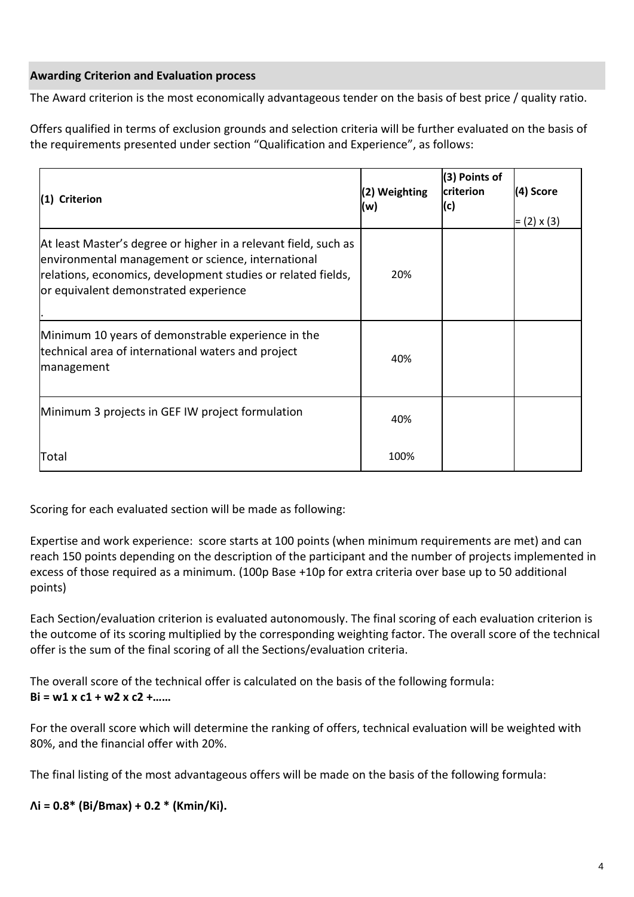## Awarding Criterion and Evaluation process

The Award criterion is the most economically advantageous tender on the basis of best price / quality ratio.

Offers qualified in terms of exclusion grounds and selection criteria will be further evaluated on the basis of the requirements presented under section "Qualification and Experience", as follows:

| (1) Criterion | (2) Weighting (w) | (3) Points of criterion (c) | (4) Score = (2) x (3) |
|---|---|---|---|
| At least Master's degree or higher in a relevant field, such as environmental management or science, international relations, economics, development studies or related fields, or equivalent demonstrated experience . | 20% | | |
| Minimum 10 years of demonstrable experience in the technical area of international waters and project management | 40% | | |
| Minimum 3 projects in GEF IW project formulation | 40% | | |
| Total | 100% | | |

Scoring for each evaluated section will be made as following:

Expertise and work experience: score starts at 100 points (when minimum requirements are met) and can reach 150 points depending on the description of the participant and the number of projects implemented in excess of those required as a minimum. (100p Base +10p for extra criteria over base up to 50 additional points)

Each Section/evaluation criterion is evaluated autonomously. The final scoring of each evaluation criterion is the outcome of its scoring multiplied by the corresponding weighting factor. The overall score of the technical offer is the sum of the final scoring of all the Sections/evaluation criteria.

The overall score of the technical offer is calculated on the basis of the following formula:
**$B_i = w_1 \times c_1 + w_2 \times c_2 + \ldots\ldots$**

For the overall score which will determine the ranking of offers, technical evaluation will be weighted with 80%, and the financial offer with 20%.

The final listing of the most advantageous offers will be made on the basis of the following formula:

**$\Lambda_i = 0.8 * (B_i/B_{max}) + 0.2 * (K_{min}/K_i)$.**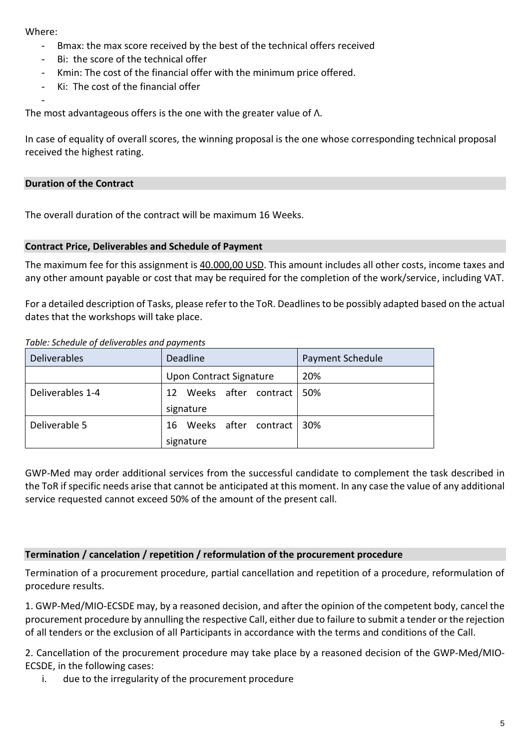Where:

- $B_{max}$: the max score received by the best of the technical offers received
- $B_i$: the score of the technical offer
- $K_{min}$: The cost of the financial offer with the minimum price offered.
- $K_i$: The cost of the financial offer
-

The most advantageous offers is the one with the greater value of Λ.

In case of equality of overall scores, the winning proposal is the one whose corresponding technical proposal received the highest rating.

## Duration of the Contract

The overall duration of the contract will be maximum 16 Weeks.

## Contract Price, Deliverables and Schedule of Payment

The maximum fee for this assignment is 40.000,00 USD. This amount includes all other costs, income taxes and any other amount payable or cost that may be required for the completion of the work/service, including VAT.

For a detailed description of Tasks, please refer to the ToR. Deadlines to be possibly adapted based on the actual dates that the workshops will take place.

*Table: Schedule of deliverables and payments*

| Deliverables | Deadline | Payment Schedule |
| --- | --- | --- |
| | Upon Contract Signature | 20% |
| Deliverables 1-4 | 12 Weeks after contract signature | 50% |
| Deliverable 5 | 16 Weeks after contract signature | 30% |

GWP-Med may order additional services from the successful candidate to complement the task described in the ToR if specific needs arise that cannot be anticipated at this moment. In any case the value of any additional service requested cannot exceed 50% of the amount of the present call.

## Termination / cancelation / repetition / reformulation of the procurement procedure

Termination of a procurement procedure, partial cancellation and repetition of a procedure, reformulation of procedure results.

1. GWP-Med/MIO-ECSDE may, by a reasoned decision, and after the opinion of the competent body, cancel the procurement procedure by annulling the respective Call, either due to failure to submit a tender or the rejection of all tenders or the exclusion of all Participants in accordance with the terms and conditions of the Call.

2. Cancellation of the procurement procedure may take place by a reasoned decision of the GWP-Med/MIO-ECSDE, in the following cases:

   i. due to the irregularity of the procurement procedure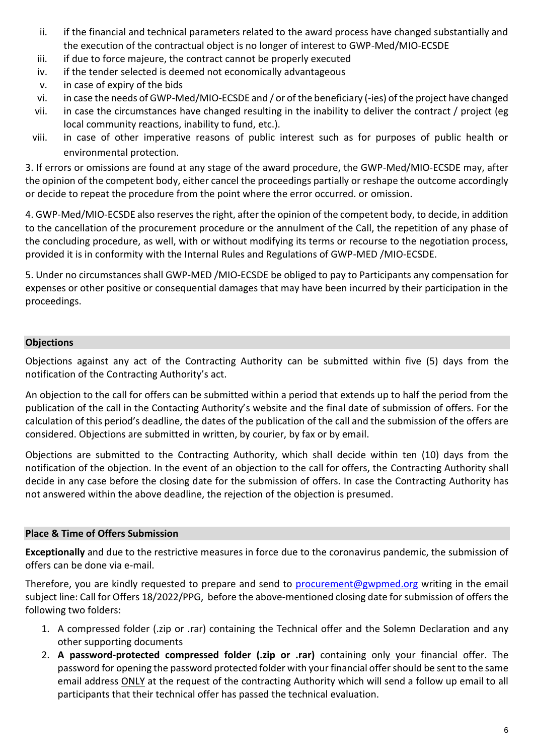ii. if the financial and technical parameters related to the award process have changed substantially and the execution of the contractual object is no longer of interest to GWP-Med/MIO-ECSDE
iii. if due to force majeure, the contract cannot be properly executed
iv. if the tender selected is deemed not economically advantageous
v. in case of expiry of the bids
vi. in case the needs of GWP-Med/MIO-ECSDE and / or of the beneficiary (-ies) of the project have changed
vii. in case the circumstances have changed resulting in the inability to deliver the contract / project (eg local community reactions, inability to fund, etc.).
viii. in case of other imperative reasons of public interest such as for purposes of public health or environmental protection.

3. If errors or omissions are found at any stage of the award procedure, the GWP-Med/MIO-ECSDE may, after the opinion of the competent body, either cancel the proceedings partially or reshape the outcome accordingly or decide to repeat the procedure from the point where the error occurred. or omission.

4. GWP-Med/MIO-ECSDE also reserves the right, after the opinion of the competent body, to decide, in addition to the cancellation of the procurement procedure or the annulment of the Call, the repetition of any phase of the concluding procedure, as well, with or without modifying its terms or recourse to the negotiation process, provided it is in conformity with the Internal Rules and Regulations of GWP-MED /MIO-ECSDE.

5. Under no circumstances shall GWP-MED /MIO-ECSDE be obliged to pay to Participants any compensation for expenses or other positive or consequential damages that may have been incurred by their participation in the proceedings.

## Objections

Objections against any act of the Contracting Authority can be submitted within five (5) days from the notification of the Contracting Authority's act.

An objection to the call for offers can be submitted within a period that extends up to half the period from the publication of the call in the Contacting Authority's website and the final date of submission of offers. For the calculation of this period's deadline, the dates of the publication of the call and the submission of the offers are considered. Objections are submitted in written, by courier, by fax or by email.

Objections are submitted to the Contracting Authority, which shall decide within ten (10) days from the notification of the objection. In the event of an objection to the call for offers, the Contracting Authority shall decide in any case before the closing date for the submission of offers. In case the Contracting Authority has not answered within the above deadline, the rejection of the objection is presumed.

## Place & Time of Offers Submission

**Exceptionally** and due to the restrictive measures in force due to the coronavirus pandemic, the submission of offers can be done via e-mail.

Therefore, you are kindly requested to prepare and send to procurement@gwpmed.org writing in the email subject line: Call for Offers 18/2022/PPG, before the above-mentioned closing date for submission of offers the following two folders:

1. A compressed folder (.zip or .rar) containing the Technical offer and the Solemn Declaration and any other supporting documents
2. **A password-protected compressed folder (.zip or .rar)** containing only your financial offer. The password for opening the password protected folder with your financial offer should be sent to the same email address ONLY at the request of the contracting Authority which will send a follow up email to all participants that their technical offer has passed the technical evaluation.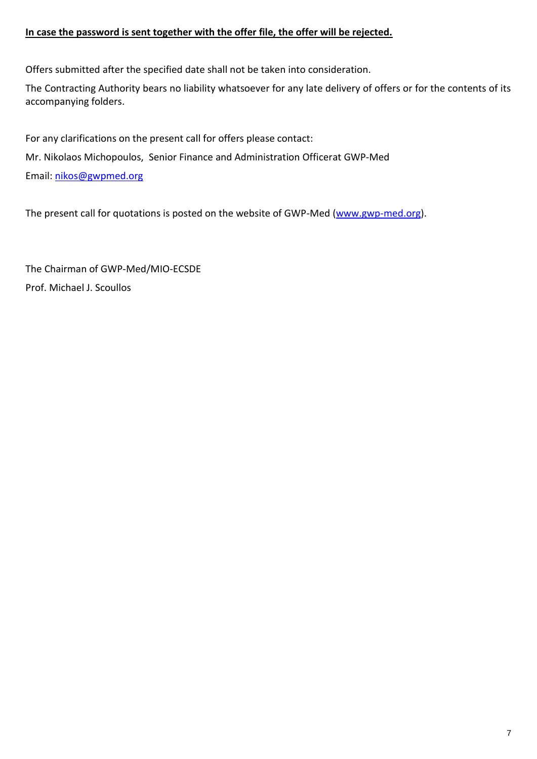**In case the password is sent together with the offer file, the offer will be rejected.**

Offers submitted after the specified date shall not be taken into consideration.

The Contracting Authority bears no liability whatsoever for any late delivery of offers or for the contents of its accompanying folders.

For any clarifications on the present call for offers please contact:

Mr. Nikolaos Michopoulos,  Senior Finance and Administration Officerat GWP-Med

Email: nikos@gwpmed.org

The present call for quotations is posted on the website of GWP-Med (www.gwp-med.org).

The Chairman of GWP-Med/MIO-ECSDE

Prof. Michael J. Scoullos